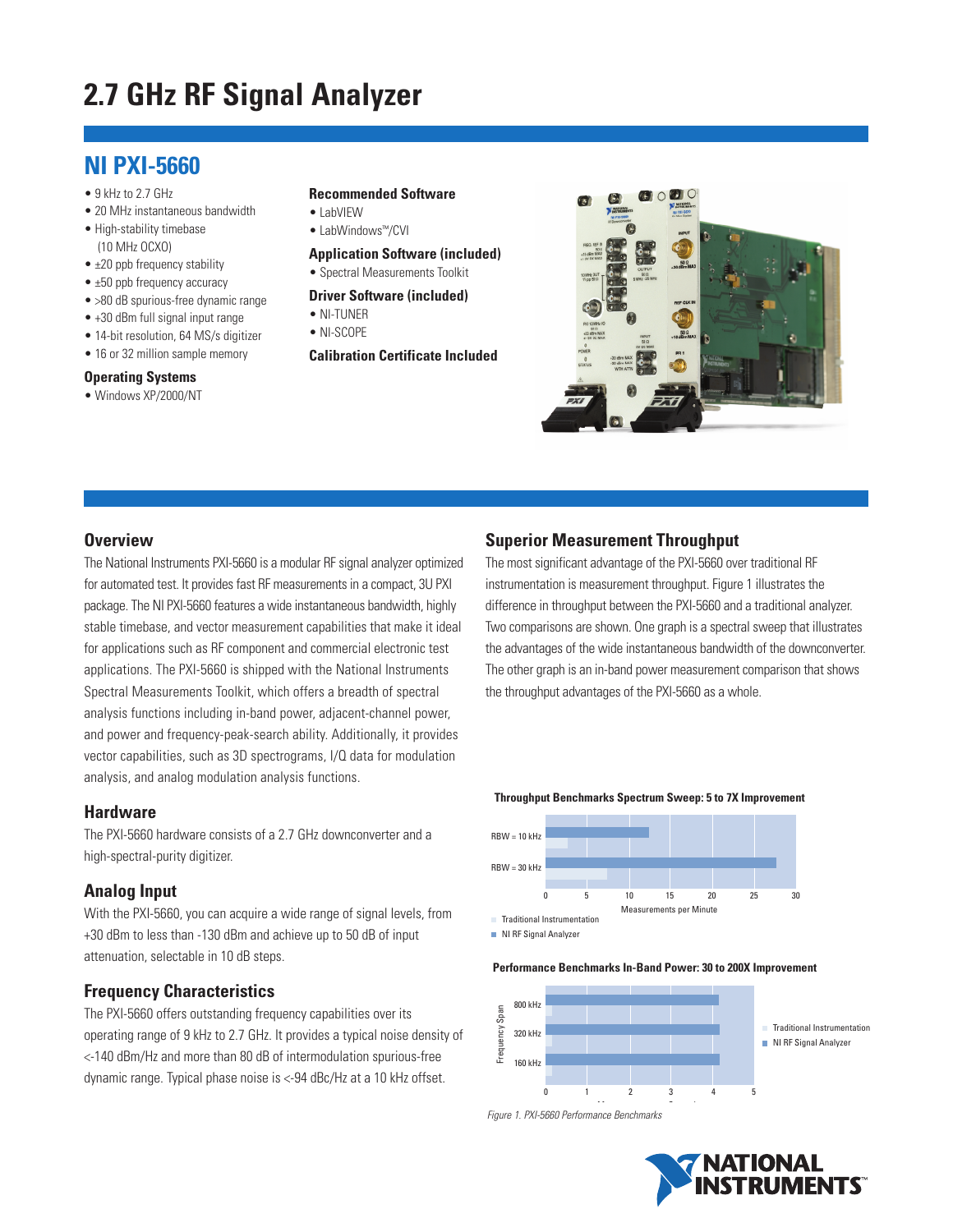# 2.7 GHz RF Signal Analyzer

## NI PXI-5660

- 9 kHz to 2.7 GHz
- 20 MHz instantaneous bandwidth
- High-stability timebase (10 MHz OCXO)
- ±20 ppb frequency stability
- ±50 ppb frequency accuracy
- >80 dB spurious-free dynamic range
- +30 dBm full signal input range
- 14-bit resolution, 64 MS/s digitizer
- 16 or 32 million sample memory

### Operating Systems

- Windows XP/2000/NT

### Recommended Software

- LabVIEW
- LabWindows™/CVI

### Application Software (included)

- Spectral Measurements Toolkit

### Driver Software (included)

- NI-TUNER
- NI-SCOPE

### Calibration Certificate Included

## Overview

The National Instruments PXI-5660 is a modular RF signal analyzer optimized for automated test. It provides fast RF measurements in a compact, 3U PXI package. The NI PXI-5660 features a wide instantaneous bandwidth, highly stable timebase, and vector measurement capabilities that make it ideal for applications such as RF component and commercial electronic test applications. The PXI-5660 is shipped with the National Instruments Spectral Measurements Toolkit, which offers a breadth of spectral analysis functions including in-band power, adjacent-channel power, and power and frequency-peak-search ability. Additionally, it provides vector capabilities, such as 3D spectrograms, I/Q data for modulation analysis, and analog modulation analysis functions.

## Hardware

The PXI-5660 hardware consists of a 2.7 GHz downconverter and a high-spectral-purity digitizer.

## Analog Input

With the PXI-5660, you can acquire a wide range of signal levels, from +30 dBm to less than -130 dBm and achieve up to 50 dB of input attenuation, selectable in 10 dB steps.

## Frequency Characteristics

The PXI-5660 offers outstanding frequency capabilities over its operating range of 9 kHz to 2.7 GHz. It provides a typical noise density of <-140 dBm/Hz and more than 80 dB of intermodulation spurious-free dynamic range. Typical phase noise is <-94 dBc/Hz at a 10 kHz offset.

## Superior Measurement Throughput

The most significant advantage of the PXI-5660 over traditional RF instrumentation is measurement throughput. Figure 1 illustrates the difference in throughput between the PXI-5660 and a traditional analyzer. Two comparisons are shown. One graph is a spectral sweep that illustrates the advantages of the wide instantaneous bandwidth of the downconverter. The other graph is an in-band power measurement comparison that shows the throughput advantages of the PXI-5660 as a whole.

**Throughput Benchmarks Spectrum Sweep: 5 to 7X Improvement**

**Performance Benchmarks In-Band Power: 30 to 200X Improvement**

*Figure 1. PXI-5660 Performance Benchmarks*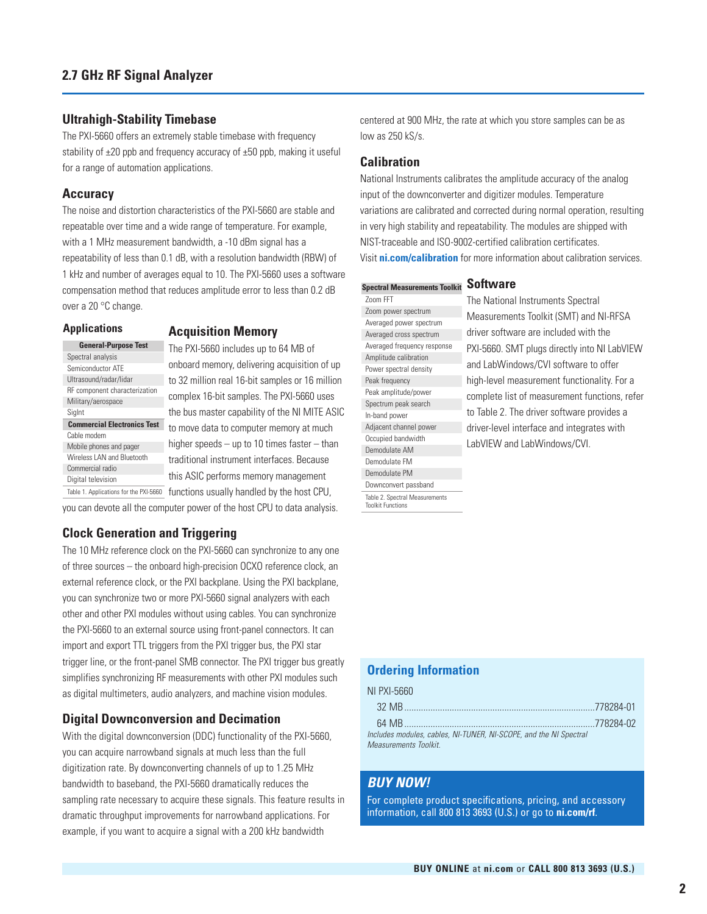## 2.7 GHz RF Signal Analyzer

### Ultrahigh-Stability Timebase

The PXI-5660 offers an extremely stable timebase with frequency stability of ±20 ppb and frequency accuracy of ±50 ppb, making it useful for a range of automation applications.

### Accuracy

The noise and distortion characteristics of the PXI-5660 are stable and repeatable over time and a wide range of temperature. For example, with a 1 MHz measurement bandwidth, a -10 dBm signal has a repeatability of less than 0.1 dB, with a resolution bandwidth (RBW) of 1 kHz and number of averages equal to 10. The PXI-5660 uses a software compensation method that reduces amplitude error to less than 0.2 dB over a 20 °C change.

### Applications

| General-Purpose Test |
|---|
| Spectral analysis |
| Semiconductor ATE |
| Ultrasound/radar/lidar |
| RF component characterization |
| Military/aerospace |
| SigInt |
| **Commercial Electronics Test** |
| Cable modem |
| Mobile phones and pager |
| Wireless LAN and Bluetooth |
| Commercial radio |
| Digital television |

Table 1. Applications for the PXI-5660

### Acquisition Memory

The PXI-5660 includes up to 64 MB of onboard memory, delivering acquisition of up to 32 million real 16-bit samples or 16 million complex 16-bit samples. The PXI-5660 uses the bus master capability of the NI MITE ASIC to move data to computer memory at much higher speeds – up to 10 times faster – than traditional instrument interfaces. Because this ASIC performs memory management functions usually handled by the host CPU, you can devote all the computer power of the host CPU to data analysis.

### Clock Generation and Triggering

The 10 MHz reference clock on the PXI-5660 can synchronize to any one of three sources – the onboard high-precision OCXO reference clock, an external reference clock, or the PXI backplane. Using the PXI backplane, you can synchronize two or more PXI-5660 signal analyzers with each other and other PXI modules without using cables. You can synchronize the PXI-5660 to an external source using front-panel connectors. It can import and export TTL triggers from the PXI trigger bus, the PXI star trigger line, or the front-panel SMB connector. The PXI trigger bus greatly simplifies synchronizing RF measurements with other PXI modules such as digital multimeters, audio analyzers, and machine vision modules.

### Digital Downconversion and Decimation

With the digital downconversion (DDC) functionality of the PXI-5660, you can acquire narrowband signals at much less than the full digitization rate. By downconverting channels of up to 1.25 MHz bandwidth to baseband, the PXI-5660 dramatically reduces the sampling rate necessary to acquire these signals. This feature results in dramatic throughput improvements for narrowband applications. For example, if you want to acquire a signal with a 200 kHz bandwidth centered at 900 MHz, the rate at which you store samples can be as low as 250 kS/s.

### Calibration

National Instruments calibrates the amplitude accuracy of the analog input of the downconverter and digitizer modules. Temperature variations are calibrated and corrected during normal operation, resulting in very high stability and repeatability. The modules are shipped with NIST-traceable and ISO-9002-certified calibration certificates. Visit **ni.com/calibration** for more information about calibration services.

### Software

The National Instruments Spectral Measurements Toolkit (SMT) and NI-RFSA driver software are included with the PXI-5660. SMT plugs directly into NI LabVIEW and LabWindows/CVI software to offer high-level measurement functionality. For a complete list of measurement functions, refer to Table 2. The driver software provides a driver-level interface and integrates with LabVIEW and LabWindows/CVI.

| Spectral Measurements Toolkit |
|---|
| Zoom FFT |
| Zoom power spectrum |
| Averaged power spectrum |
| Averaged cross spectrum |
| Averaged frequency response |
| Amplitude calibration |
| Power spectral density |
| Peak frequency |
| Peak amplitude/power |
| Spectrum peak search |
| In-band power |
| Adjacent channel power |
| Occupied bandwidth |
| Demodulate AM |
| Demodulate FM |
| Demodulate PM |
| Downconvert passband |

Table 2. Spectral Measurements Toolkit Functions

### Ordering Information

NI PXI-5660

- 32 MB ....................................................... 778284-01
- 64 MB ....................................................... 778284-02

*Includes modules, cables, NI-TUNER, NI-SCOPE, and the NI Spectral Measurements Toolkit.*

### *BUY NOW!*

For complete product specifications, pricing, and accessory information, call 800 813 3693 (U.S.) or go to **ni.com/rf**.

**BUY ONLINE** at **ni.com** or **CALL 800 813 3693 (U.S.)**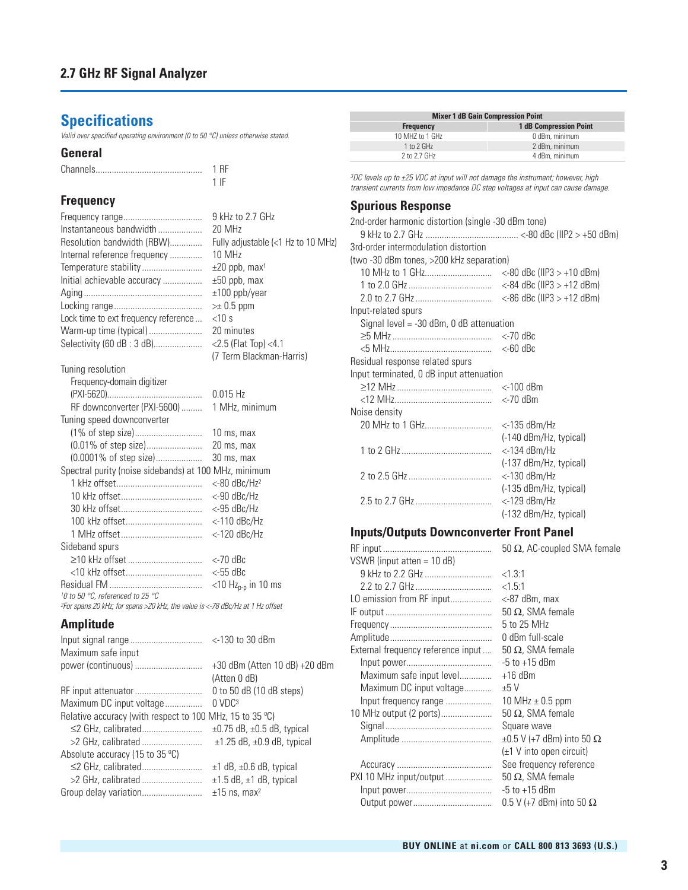## 2.7 GHz RF Signal Analyzer

# Specifications

*Valid over specified operating environment (0 to 50 °C) unless otherwise stated.*

## General

| | |
|---|---|
| Channels | 1 RF<br>1 IF |

## Frequency

| | |
|---|---|
| Frequency range | 9 kHz to 2.7 GHz |
| Instantaneous bandwidth | 20 MHz |
| Resolution bandwidth (RBW) | Fully adjustable (<1 Hz to 10 MHz) |
| Internal reference frequency | 10 MHz |
| Temperature stability | ±20 ppb, max[1] |
| Initial achievable accuracy | ±50 ppb, max |
| Aging | ±100 ppb/year |
| Locking range | >± 0.5 ppm |
| Lock time to ext frequency reference | <10 s |
| Warm-up time (typical) | 20 minutes |
| Selectivity (60 dB : 3 dB) | <2.5 (Flat Top) <4.1 (7 Term Blackman-Harris) |
| Tuning resolution | |
| Frequency-domain digitizer (PXI-5620) | 0.015 Hz |
| RF downconverter (PXI-5600) | 1 MHz, minimum |
| Tuning speed downconverter | |
| (1% of step size) | 10 ms, max |
| (0.01% of step size) | 20 ms, max |
| (0.0001% of step size) | 30 ms, max |
| Spectral purity (noise sidebands) at 100 MHz, minimum | |
| 1 kHz offset | <-80 dBc/Hz[2] |
| 10 kHz offset | <-90 dBc/Hz |
| 30 kHz offset | <-95 dBc/Hz |
| 100 kHz offset | <-110 dBc/Hz |
| 1 MHz offset | <-120 dBc/Hz |
| Sideband spurs | |
| ≥10 kHz offset | <-70 dBc |
| <10 kHz offset | <-55 dBc |
| Residual FM | <10 $Hz_{p-p}$ in 10 ms |

*[1] 0 to 50 °C, referenced to 25 °C*
*[2] For spans 20 kHz; for spans >20 kHz, the value is <-78 dBc/Hz at 1 Hz offset*

## Amplitude

| | |
|---|---|
| Input signal range | <-130 to 30 dBm |
| Maximum safe input power (continuous) | +30 dBm (Atten 10 dB) +20 dBm (Atten 0 dB) |
| RF input attenuator | 0 to 50 dB (10 dB steps) |
| Maximum DC input voltage | 0 VDC[3] |
| Relative accuracy (with respect to 100 MHz, 15 to 35 ºC) | |
| ≤2 GHz, calibrated | ±0.75 dB, ±0.5 dB, typical |
| >2 GHz, calibrated | ±1.25 dB, ±0.9 dB, typical |
| Absolute accuracy (15 to 35 ºC) | |
| ≤2 GHz, calibrated | ±1 dB, ±0.6 dB, typical |
| >2 GHz, calibrated | ±1.5 dB, ±1 dB, typical |
| Group delay variation | ±15 ns, max[2] |

| Mixer 1 dB Gain Compression Point | |
|---|---|
| **Frequency** | **1 dB Compression Point** |
| 10 MHZ to 1 GHz | 0 dBm, minimum |
| 1 to 2 GHz | 2 dBm, minimum |
| 2 to 2.7 GHz | 4 dBm, minimum |

*[3] DC levels up to ±25 VDC at input will not damage the instrument; however, high transient currents from low impedance DC step voltages at input can cause damage.*

## Spurious Response

| | |
|---|---|
| 2nd-order harmonic distortion (single -30 dBm tone) | |
| 9 kHz to 2.7 GHz | <-80 dBc (IIP2 > +50 dBm) |
| 3rd-order intermodulation distortion (two -30 dBm tones, >200 kHz separation) | |
| 10 MHz to 1 GHz | <-80 dBc (IIP3 > +10 dBm) |
| 1 to 2.0 GHz | <-84 dBc (IIP3 > +12 dBm) |
| 2.0 to 2.7 GHz | <-86 dBc (IIP3 > +12 dBm) |
| Input-related spurs | |
| Signal level = -30 dBm, 0 dB attenuation | |
| ≥5 MHz | <-70 dBc |
| <5 MHz | <-60 dBc |
| Residual response related spurs | |
| Input terminated, 0 dB input attenuation | |
| ≥12 MHz | <-100 dBm |
| <12 MHz | <-70 dBm |
| Noise density | |
| 20 MHz to 1 GHz | <-135 dBm/Hz (-140 dBm/Hz, typical) |
| 1 to 2 GHz | <-134 dBm/Hz (-137 dBm/Hz, typical) |
| 2 to 2.5 GHz | <-130 dBm/Hz (-135 dBm/Hz, typical) |
| 2.5 to 2.7 GHz | <-129 dBm/Hz (-132 dBm/Hz, typical) |

## Inputs/Outputs Downconverter Front Panel

| | |
|---|---|
| RF input | 50 Ω, AC-coupled SMA female |
| VSWR (input atten = 10 dB) | |
| 9 kHz to 2.2 GHz | <1.3:1 |
| 2.2 to 2.7 GHz | <1.5:1 |
| LO emission from RF input | <-87 dBm, max |
| IF output | 50 Ω, SMA female |
| Frequency | 5 to 25 MHz |
| Amplitude | 0 dBm full-scale |
| External frequency reference input | 50 Ω, SMA female |
| Input power | -5 to +15 dBm |
| Maximum safe input level | +16 dBm |
| Maximum DC input voltage | ±5 V |
| Input frequency range | 10 MHz ± 0.5 ppm |
| 10 MHz output (2 ports) | 50 Ω, SMA female |
| Signal | Square wave |
| Amplitude | ±0.5 V (+7 dBm) into 50 Ω (±1 V into open circuit) |
| Accuracy | See frequency reference |
| PXI 10 MHz input/output | 50 Ω, SMA female |
| Input power | -5 to +15 dBm |
| Output power | 0.5 V (+7 dBm) into 50 Ω |

**BUY ONLINE** at **ni.com** or **CALL 800 813 3693 (U.S.)**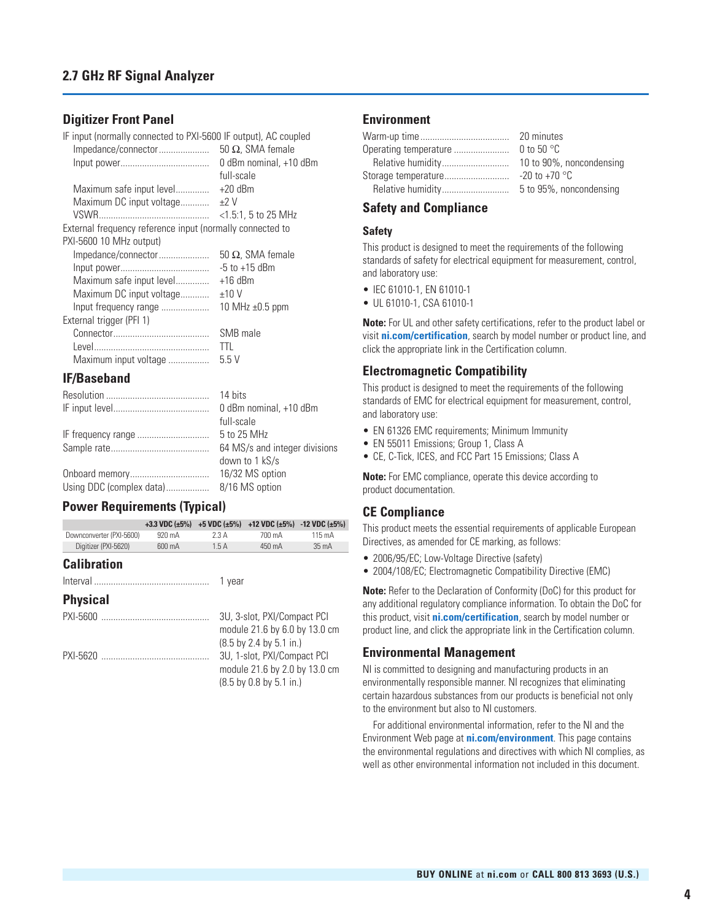## 2.7 GHz RF Signal Analyzer

### Digitizer Front Panel

IF input (normally connected to PXI-5600 IF output), AC coupled

| | |
|---|---|
| Impedance/connector | 50 Ω, SMA female |
| Input power | 0 dBm nominal, +10 dBm full-scale |
| Maximum safe input level | +20 dBm |
| Maximum DC input voltage | ±2 V |
| VSWR | <1.5:1, 5 to 25 MHz |

External frequency reference input (normally connected to PXI-5600 10 MHz output)

| | |
|---|---|
| Impedance/connector | 50 Ω, SMA female |
| Input power | -5 to +15 dBm |
| Maximum safe input level | +16 dBm |
| Maximum DC input voltage | ±10 V |
| Input frequency range | 10 MHz ±0.5 ppm |

External trigger (PFI 1)

| | |
|---|---|
| Connector | SMB male |
| Level | TTL |
| Maximum input voltage | 5.5 V |

### IF/Baseband

| | |
|---|---|
| Resolution | 14 bits |
| IF input level | 0 dBm nominal, +10 dBm full-scale |
| IF frequency range | 5 to 25 MHz |
| Sample rate | 64 MS/s and integer divisions down to 1 kS/s |
| Onboard memory | 16/32 MS option |
| Using DDC (complex data) | 8/16 MS option |

### Power Requirements (Typical)

| | +3.3 VDC (±5%) | +5 VDC (±5%) | +12 VDC (±5%) | -12 VDC (±5%) |
|---|---|---|---|---|
| Downconverter (PXI-5600) | 920 mA | 2.3 A | 700 mA | 115 mA |
| Digitizer (PXI-5620) | 600 mA | 1.5 A | 450 mA | 35 mA |

### Calibration

| | |
|---|---|
| Interval | 1 year |

### Physical

| | |
|---|---|
| PXI-5600 | 3U, 3-slot, PXI/Compact PCI module 21.6 by 6.0 by 13.0 cm (8.5 by 2.4 by 5.1 in.) |
| PXI-5620 | 3U, 1-slot, PXI/Compact PCI module 21.6 by 2.0 by 13.0 cm (8.5 by 0.8 by 5.1 in.) |

### Environment

| | |
|---|---|
| Warm-up time | 20 minutes |
| Operating temperature | 0 to 50 °C |
| Relative humidity | 10 to 90%, noncondensing |
| Storage temperature | -20 to +70 °C |
| Relative humidity | 5 to 95%, noncondensing |

### Safety and Compliance

#### Safety

This product is designed to meet the requirements of the following standards of safety for electrical equipment for measurement, control, and laboratory use:

- IEC 61010-1, EN 61010-1
- UL 61010-1, CSA 61010-1

**Note:** For UL and other safety certifications, refer to the product label or visit **ni.com/certification**, search by model number or product line, and click the appropriate link in the Certification column.

### Electromagnetic Compatibility

This product is designed to meet the requirements of the following standards of EMC for electrical equipment for measurement, control, and laboratory use:

- EN 61326 EMC requirements; Minimum Immunity
- EN 55011 Emissions; Group 1, Class A
- CE, C-Tick, ICES, and FCC Part 15 Emissions; Class A

**Note:** For EMC compliance, operate this device according to product documentation.

### CE Compliance

This product meets the essential requirements of applicable European Directives, as amended for CE marking, as follows:

- 2006/95/EC; Low-Voltage Directive (safety)
- 2004/108/EC; Electromagnetic Compatibility Directive (EMC)

**Note:** Refer to the Declaration of Conformity (DoC) for this product for any additional regulatory compliance information. To obtain the DoC for this product, visit **ni.com/certification**, search by model number or product line, and click the appropriate link in the Certification column.

### Environmental Management

NI is committed to designing and manufacturing products in an environmentally responsible manner. NI recognizes that eliminating certain hazardous substances from our products is beneficial not only to the environment but also to NI customers.

For additional environmental information, refer to the NI and the Environment Web page at **ni.com/environment**. This page contains the environmental regulations and directives with which NI complies, as well as other environmental information not included in this document.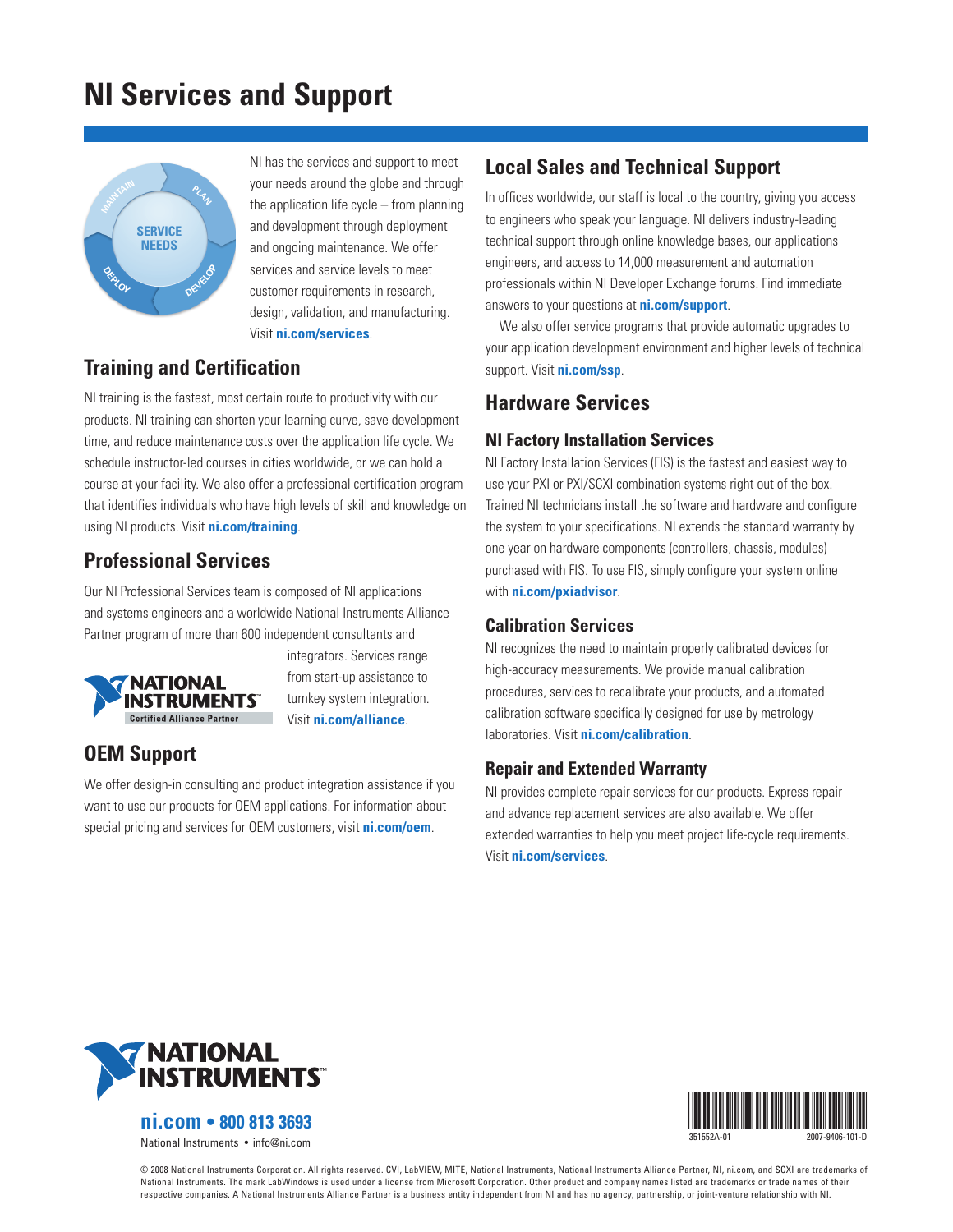# NI Services and Support

NI has the services and support to meet your needs around the globe and through the application life cycle – from planning and development through deployment and ongoing maintenance. We offer services and service levels to meet customer requirements in research, design, validation, and manufacturing. Visit **ni.com/services**.

## Training and Certification

NI training is the fastest, most certain route to productivity with our products. NI training can shorten your learning curve, save development time, and reduce maintenance costs over the application life cycle. We schedule instructor-led courses in cities worldwide, or we can hold a course at your facility. We also offer a professional certification program that identifies individuals who have high levels of skill and knowledge on using NI products. Visit **ni.com/training**.

## Professional Services

Our NI Professional Services team is composed of NI applications and systems engineers and a worldwide National Instruments Alliance Partner program of more than 600 independent consultants and integrators. Services range from start-up assistance to turnkey system integration. Visit **ni.com/alliance**.

## OEM Support

We offer design-in consulting and product integration assistance if you want to use our products for OEM applications. For information about special pricing and services for OEM customers, visit **ni.com/oem**.

## Local Sales and Technical Support

In offices worldwide, our staff is local to the country, giving you access to engineers who speak your language. NI delivers industry-leading technical support through online knowledge bases, our applications engineers, and access to 14,000 measurement and automation professionals within NI Developer Exchange forums. Find immediate answers to your questions at **ni.com/support**.

We also offer service programs that provide automatic upgrades to your application development environment and higher levels of technical support. Visit **ni.com/ssp**.

## Hardware Services

### NI Factory Installation Services

NI Factory Installation Services (FIS) is the fastest and easiest way to use your PXI or PXI/SCXI combination systems right out of the box. Trained NI technicians install the software and hardware and configure the system to your specifications. NI extends the standard warranty by one year on hardware components (controllers, chassis, modules) purchased with FIS. To use FIS, simply configure your system online with **ni.com/pxiadvisor**.

### Calibration Services

NI recognizes the need to maintain properly calibrated devices for high-accuracy measurements. We provide manual calibration procedures, services to recalibrate your products, and automated calibration software specifically designed for use by metrology laboratories. Visit **ni.com/calibration**.

### Repair and Extended Warranty

NI provides complete repair services for our products. Express repair and advance replacement services are also available. We offer extended warranties to help you meet project life-cycle requirements. Visit **ni.com/services**.

**ni.com • 800 813 3693**

National Instruments • info@ni.com

351552A-01 2007-9406-101-D

© 2008 National Instruments Corporation. All rights reserved. CVI, LabVIEW, MITE, National Instruments, National Instruments Alliance Partner, NI, ni.com, and SCXI are trademarks of National Instruments. The mark LabWindows is used under a license from Microsoft Corporation. Other product and company names listed are trademarks or trade names of their respective companies. A National Instruments Alliance Partner is a business entity independent from NI and has no agency, partnership, or joint-venture relationship with NI.